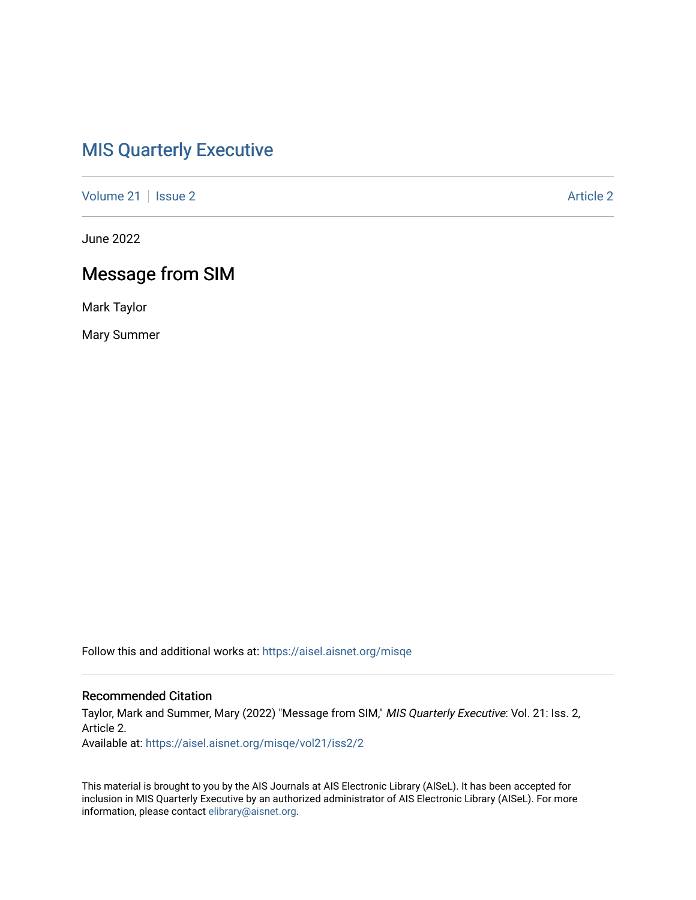# MIS Quarterly Executive

Volume 21 | Issue 2 Article 2

June 2022

## Message from SIM

Mark Taylor

Mary Summer

Follow this and additional works at: https://aisel.aisnet.org/misqe

### Recommended Citation

Taylor, Mark and Summer, Mary (2022) "Message from SIM," *MIS Quarterly Executive*: Vol. 21: Iss. 2, Article 2.

Available at: https://aisel.aisnet.org/misqe/vol21/iss2/2

This material is brought to you by the AIS Journals at AIS Electronic Library (AISeL). It has been accepted for inclusion in MIS Quarterly Executive by an authorized administrator of AIS Electronic Library (AISeL). For more information, please contact elibrary@aisnet.org.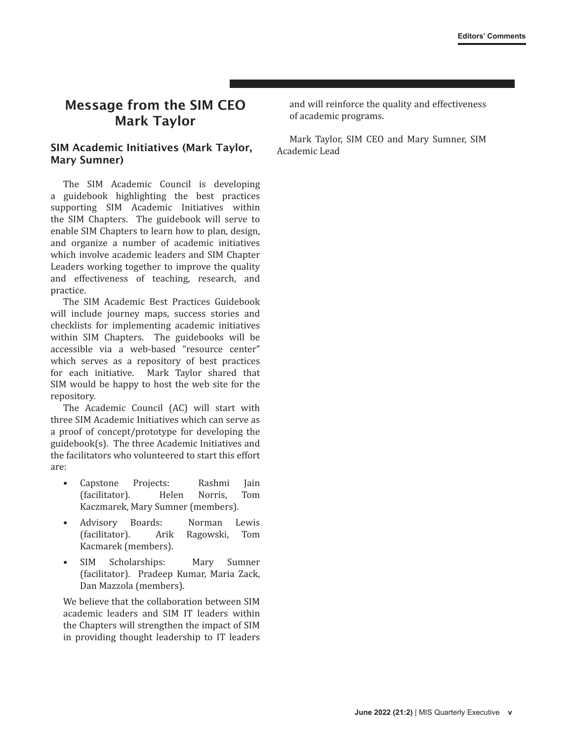## Message from the SIM CEO Mark Taylor

### SIM Academic Initiatives (Mark Taylor, Mary Sumner)

The SIM Academic Council is developing a guidebook highlighting the best practices supporting SIM Academic Initiatives within the SIM Chapters. The guidebook will serve to enable SIM Chapters to learn how to plan, design, and organize a number of academic initiatives which involve academic leaders and SIM Chapter Leaders working together to improve the quality and effectiveness of teaching, research, and practice.

The SIM Academic Best Practices Guidebook will include journey maps, success stories and checklists for implementing academic initiatives within SIM Chapters. The guidebooks will be accessible via a web-based "resource center" which serves as a repository of best practices for each initiative. Mark Taylor shared that SIM would be happy to host the web site for the repository.

The Academic Council (AC) will start with three SIM Academic Initiatives which can serve as a proof of concept/prototype for developing the guidebook(s). The three Academic Initiatives and the facilitators who volunteered to start this effort are:

- Capstone Projects: Rashmi Jain (facilitator). Helen Norris, Tom Kaczmarek, Mary Sumner (members).
- Advisory Boards: Norman Lewis (facilitator). Arik Ragowski, Tom Kacmarek (members).
- SIM Scholarships: Mary Sumner (facilitator). Pradeep Kumar, Maria Zack, Dan Mazzola (members).

We believe that the collaboration between SIM academic leaders and SIM IT leaders within the Chapters will strengthen the impact of SIM in providing thought leadership to IT leaders and will reinforce the quality and effectiveness of academic programs.

Mark Taylor, SIM CEO and Mary Sumner, SIM Academic Lead